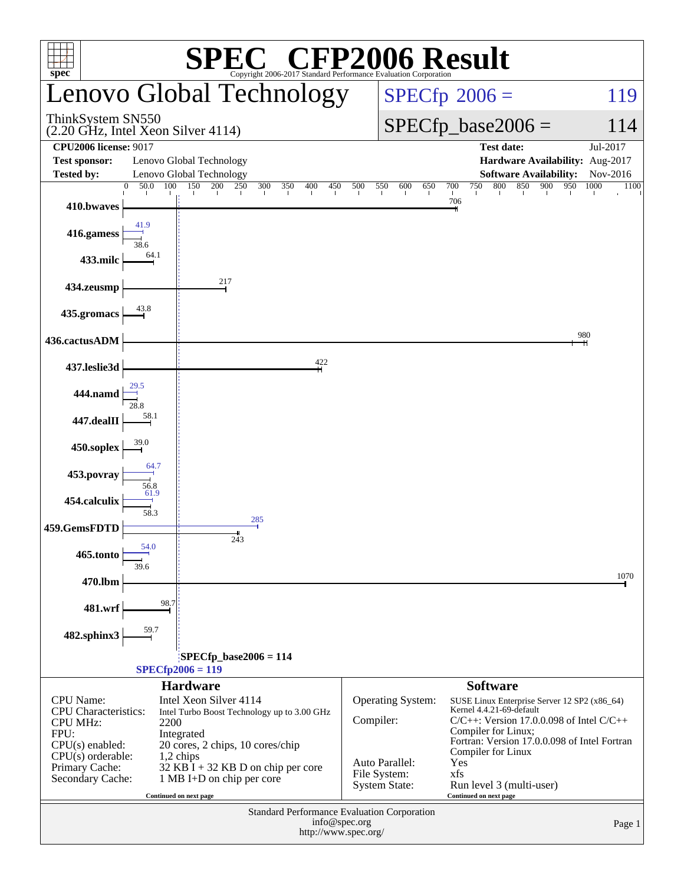# SPEC® CFP2006 Result

Copyright 2006-2017 Standard Performance Evaluation Corporation

## Lenovo Global Technology

ThinkSystem SN550
(2.20 GHz, Intel Xeon Silver 4114)

SPECfp 2006 = 119

SPECfp_base2006 = 114

| | | | |
|---|---|---|---|
| **CPU2006 license:** 9017 | | **Test date:** | Jul-2017 |
| **Test sponsor:** | Lenovo Global Technology | **Hardware Availability:** | Aug-2017 |
| **Tested by:** | Lenovo Global Technology | **Software Availability:** | Nov-2016 |

| Benchmark | Peak | Base |
|---|---|---|
| 410.bwaves | | 706 |
| 416.gamess | 41.9 | 38.6 |
| 433.milc | | 64.1 |
| 434.zeusmp | | 217 |
| 435.gromacs | | 43.8 |
| 436.cactusADM | | 980 |
| 437.leslie3d | | 422 |
| 444.namd | 29.5 | 28.8 |
| 447.dealII | | 58.1 |
| 450.soplex | | 39.0 |
| 453.povray | 64.7 | 56.8 |
| 454.calculix | 61.9 | 58.3 |
| 459.GemsFDTD | 285 | 243 |
| 465.tonto | 54.0 | 39.6 |
| 470.lbm | | 1070 |
| 481.wrf | | 98.7 |
| 482.sphinx3 | | 59.7 |

SPECfp_base2006 = 114

SPECfp2006 = 119

## Hardware

| | |
|---|---|
| CPU Name: | Intel Xeon Silver 4114 |
| CPU Characteristics: | Intel Turbo Boost Technology up to 3.00 GHz |
| CPU MHz: | 2200 |
| FPU: | Integrated |
| CPU(s) enabled: | 20 cores, 2 chips, 10 cores/chip |
| CPU(s) orderable: | 1,2 chips |
| Primary Cache: | 32 KB I + 32 KB D on chip per core |
| Secondary Cache: | 1 MB I+D on chip per core |

Continued on next page

## Software

| | |
|---|---|
| Operating System: | SUSE Linux Enterprise Server 12 SP2 (x86_64) Kernel 4.4.21-69-default |
| Compiler: | C/C++: Version 17.0.0.098 of Intel C/C++ Compiler for Linux; Fortran: Version 17.0.0.098 of Intel Fortran Compiler for Linux |
| Auto Parallel: | Yes |
| File System: | xfs |
| System State: | Run level 3 (multi-user) |

Continued on next page

Standard Performance Evaluation Corporation
info@spec.org
http://www.spec.org/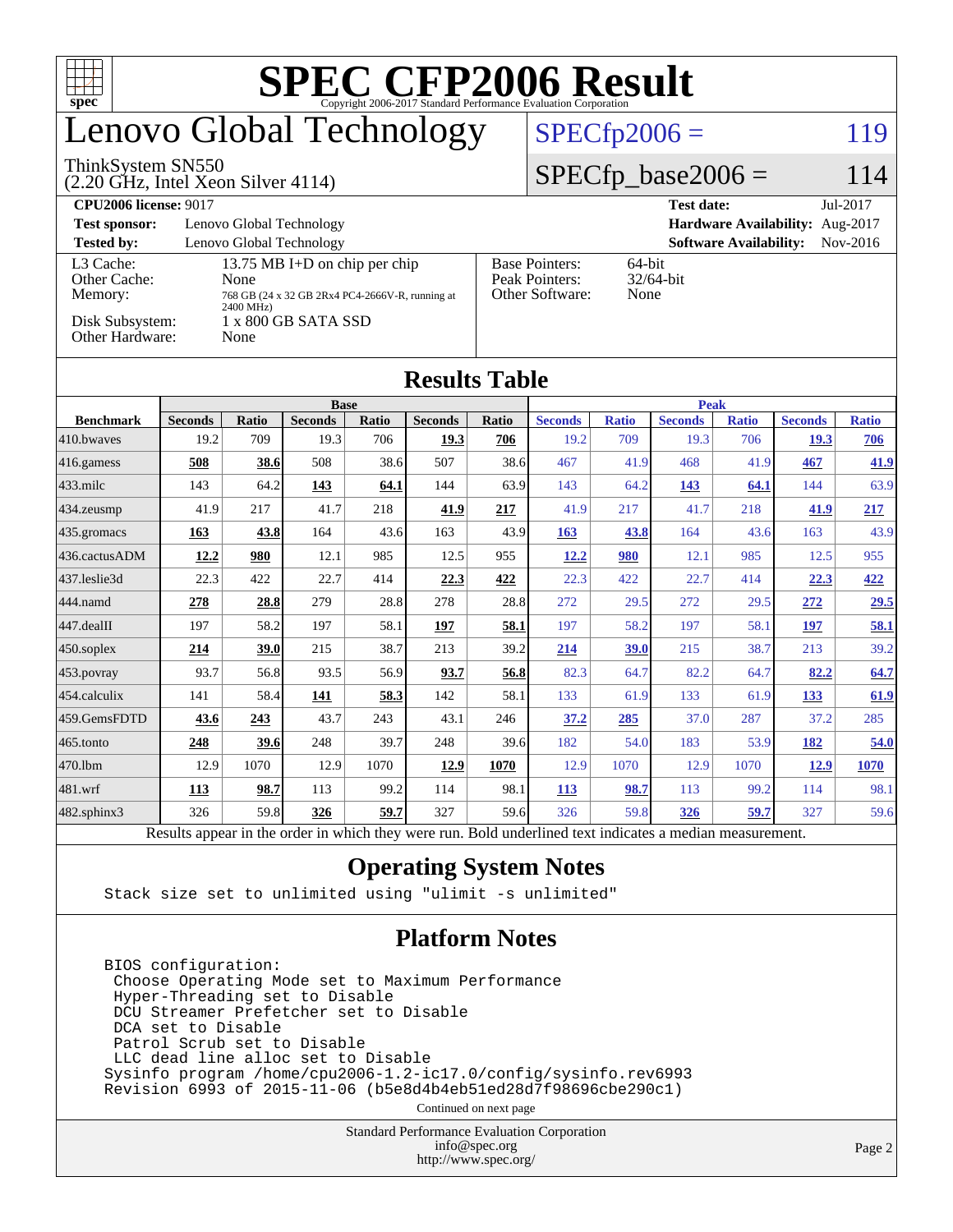# SPEC CFP2006 Result

Copyright 2006-2017 Standard Performance Evaluation Corporation

# Lenovo Global Technology

ThinkSystem SN550
(2.20 GHz, Intel Xeon Silver 4114)

SPECfp2006 = 119

SPECfp_base2006 = 114

| | | | |
|---|---|---|---|
| **CPU2006 license:** 9017 | | **Test date:** | Jul-2017 |
| **Test sponsor:** | Lenovo Global Technology | **Hardware Availability:** | Aug-2017 |
| **Tested by:** | Lenovo Global Technology | **Software Availability:** | Nov-2016 |

| | | | |
|---|---|---|---|
| L3 Cache: | 13.75 MB I+D on chip per chip | Base Pointers: | 64-bit |
| Other Cache: | None | Peak Pointers: | 32/64-bit |
| Memory: | 768 GB (24 x 32 GB 2Rx4 PC4-2666V-R, running at 2400 MHz) | Other Software: | None |
| Disk Subsystem: | 1 x 800 GB SATA SSD | | |
| Other Hardware: | None | | |

## Results Table

| Benchmark | Base | | | | | | Peak | | | | | |
|---|---|---|---|---|---|---|---|---|---|---|---|---|
| | Seconds | Ratio | Seconds | Ratio | Seconds | Ratio | Seconds | Ratio | Seconds | Ratio | Seconds | Ratio |
| 410.bwaves | 19.2 | 709 | 19.3 | 706 | **19.3** | **706** | 19.2 | 709 | 19.3 | 706 | **19.3** | **706** |
| 416.gamess | **508** | **38.6** | 508 | 38.6 | 507 | 38.6 | 467 | 41.9 | 468 | 41.9 | **467** | **41.9** |
| 433.milc | 143 | 64.2 | **143** | **64.1** | 144 | 63.9 | 143 | 64.2 | **143** | **64.1** | 144 | 63.9 |
| 434.zeusmp | 41.9 | 217 | 41.7 | 218 | **41.9** | **217** | 41.9 | 217 | 41.7 | 218 | **41.9** | **217** |
| 435.gromacs | **163** | **43.8** | 164 | 43.6 | 163 | 43.9 | **163** | **43.8** | 164 | 43.6 | 163 | 43.9 |
| 436.cactusADM | **12.2** | **980** | 12.1 | 985 | 12.5 | 955 | **12.2** | **980** | 12.1 | 985 | 12.5 | 955 |
| 437.leslie3d | 22.3 | 422 | 22.7 | 414 | **22.3** | **422** | 22.3 | 422 | 22.7 | 414 | **22.3** | **422** |
| 444.namd | **278** | **28.8** | 279 | 28.8 | 278 | 28.8 | 272 | 29.5 | 272 | 29.5 | **272** | **29.5** |
| 447.dealII | 197 | 58.2 | 197 | 58.1 | **197** | **58.1** | 197 | 58.2 | 197 | 58.1 | **197** | **58.1** |
| 450.soplex | **214** | **39.0** | 215 | 38.7 | 213 | 39.2 | **214** | **39.0** | 215 | 38.7 | 213 | 39.2 |
| 453.povray | 93.7 | 56.8 | 93.5 | 56.9 | **93.7** | **56.8** | 82.3 | 64.7 | 82.2 | 64.7 | **82.2** | **64.7** |
| 454.calculix | 141 | 58.4 | **141** | **58.3** | 142 | 58.1 | 133 | 61.9 | 133 | 61.9 | **133** | **61.9** |
| 459.GemsFDTD | **43.6** | **243** | 43.7 | 243 | 43.1 | 246 | **37.2** | **285** | 37.0 | 287 | 37.2 | 285 |
| 465.tonto | **248** | **39.6** | 248 | 39.7 | 248 | 39.6 | 182 | 54.0 | 183 | 53.9 | **182** | **54.0** |
| 470.lbm | 12.9 | 1070 | 12.9 | 1070 | **12.9** | **1070** | 12.9 | 1070 | 12.9 | 1070 | **12.9** | **1070** |
| 481.wrf | **113** | **98.7** | 113 | 99.2 | 114 | 98.1 | **113** | **98.7** | 113 | 99.2 | 114 | 98.1 |
| 482.sphinx3 | 326 | 59.8 | **326** | **59.7** | 327 | 59.6 | 326 | 59.8 | **326** | **59.7** | 327 | 59.6 |

Results appear in the order in which they were run. Bold underlined text indicates a median measurement.

## Operating System Notes

```
Stack size set to unlimited using "ulimit -s unlimited"
```

## Platform Notes

```
BIOS configuration:
 Choose Operating Mode set to Maximum Performance
 Hyper-Threading set to Disable
 DCU Streamer Prefetcher set to Disable
 DCA set to Disable
 Patrol Scrub set to Disable
 LLC dead line alloc set to Disable
Sysinfo program /home/cpu2006-1.2-ic17.0/config/sysinfo.rev6993
Revision 6993 of 2015-11-06 (b5e8d4b4eb51ed28d7f98696cbe290c1)
```

Continued on next page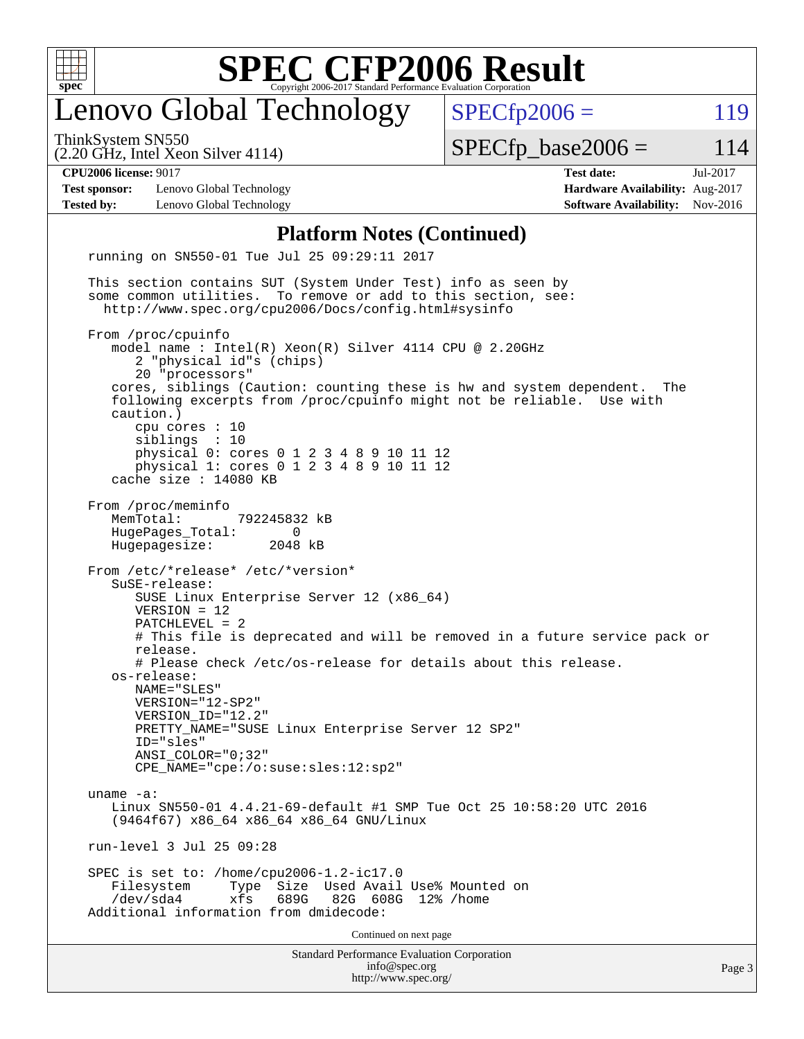## Platform Notes (Continued)

```
running on SN550-01 Tue Jul 25 09:29:11 2017

This section contains SUT (System Under Test) info as seen by
some common utilities.  To remove or add to this section, see:
  http://www.spec.org/cpu2006/Docs/config.html#sysinfo

From /proc/cpuinfo
   model name : Intel(R) Xeon(R) Silver 4114 CPU @ 2.20GHz
      2 "physical id"s (chips)
      20 "processors"
   cores, siblings (Caution: counting these is hw and system dependent.  The
   following excerpts from /proc/cpuinfo might not be reliable.  Use with
   caution.)
      cpu cores : 10
      siblings  : 10
      physical 0: cores 0 1 2 3 4 8 9 10 11 12
      physical 1: cores 0 1 2 3 4 8 9 10 11 12
   cache size : 14080 KB

From /proc/meminfo
   MemTotal:       792245832 kB
   HugePages_Total:       0
   Hugepagesize:       2048 kB

From /etc/*release* /etc/*version*
   SuSE-release:
      SUSE Linux Enterprise Server 12 (x86_64)
      VERSION = 12
      PATCHLEVEL = 2
      # This file is deprecated and will be removed in a future service pack or
      release.
      # Please check /etc/os-release for details about this release.
   os-release:
      NAME="SLES"
      VERSION="12-SP2"
      VERSION_ID="12.2"
      PRETTY_NAME="SUSE Linux Enterprise Server 12 SP2"
      ID="sles"
      ANSI_COLOR="0;32"
      CPE_NAME="cpe:/o:suse:sles:12:sp2"

uname -a:
   Linux SN550-01 4.4.21-69-default #1 SMP Tue Oct 25 10:58:20 UTC 2016
   (9464f67) x86_64 x86_64 x86_64 GNU/Linux

run-level 3 Jul 25 09:28

SPEC is set to: /home/cpu2006-1.2-ic17.0
   Filesystem     Type  Size  Used Avail Use% Mounted on
   /dev/sda4      xfs   689G   82G  608G  12% /home
Additional information from dmidecode:
```

Continued on next page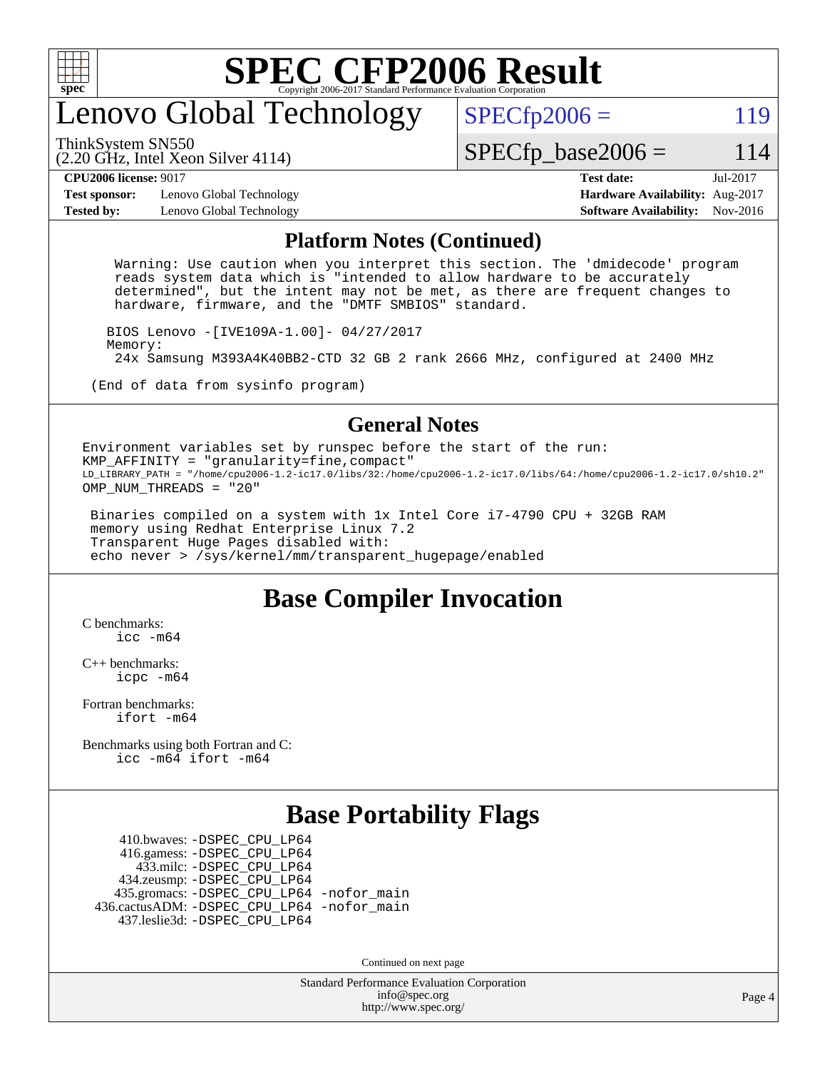# SPEC CFP2006 Result

Copyright 2006-2017 Standard Performance Evaluation Corporation

## Lenovo Global Technology

ThinkSystem SN550
(2.20 GHz, Intel Xeon Silver 4114)

SPECfp2006 = 119

SPECfp_base2006 = 114

| | | | |
|---|---|---|---|
| **CPU2006 license:** 9017 | | **Test date:** | Jul-2017 |
| **Test sponsor:** | Lenovo Global Technology | **Hardware Availability:** | Aug-2017 |
| **Tested by:** | Lenovo Global Technology | **Software Availability:** | Nov-2016 |

## Platform Notes (Continued)

```
   Warning: Use caution when you interpret this section. The 'dmidecode' program
   reads system data which is "intended to allow hardware to be accurately
   determined", but the intent may not be met, as there are frequent changes to
   hardware, firmware, and the "DMTF SMBIOS" standard.

  BIOS Lenovo -[IVE109A-1.00]- 04/27/2017
  Memory:
   24x Samsung M393A4K40BB2-CTD 32 GB 2 rank 2666 MHz, configured at 2400 MHz

(End of data from sysinfo program)
```

## General Notes

```
Environment variables set by runspec before the start of the run:
KMP_AFFINITY = "granularity=fine,compact"
LD_LIBRARY_PATH = "/home/cpu2006-1.2-ic17.0/libs/32:/home/cpu2006-1.2-ic17.0/libs/64:/home/cpu2006-1.2-ic17.0/sh10.2"
OMP_NUM_THREADS = "20"

 Binaries compiled on a system with 1x Intel Core i7-4790 CPU + 32GB RAM
 memory using Redhat Enterprise Linux 7.2
 Transparent Huge Pages disabled with:
 echo never > /sys/kernel/mm/transparent_hugepage/enabled
```

## Base Compiler Invocation

C benchmarks:
`icc -m64`

C++ benchmarks:
`icpc -m64`

Fortran benchmarks:
`ifort -m64`

Benchmarks using both Fortran and C:
`icc -m64 ifort -m64`

## Base Portability Flags

```
     410.bwaves: -DSPEC_CPU_LP64
     416.gamess: -DSPEC_CPU_LP64
       433.milc: -DSPEC_CPU_LP64
     434.zeusmp: -DSPEC_CPU_LP64
    435.gromacs: -DSPEC_CPU_LP64 -nofor_main
 436.cactusADM: -DSPEC_CPU_LP64 -nofor_main
    437.leslie3d: -DSPEC_CPU_LP64
```

Continued on next page

Standard Performance Evaluation Corporation
info@spec.org
http://www.spec.org/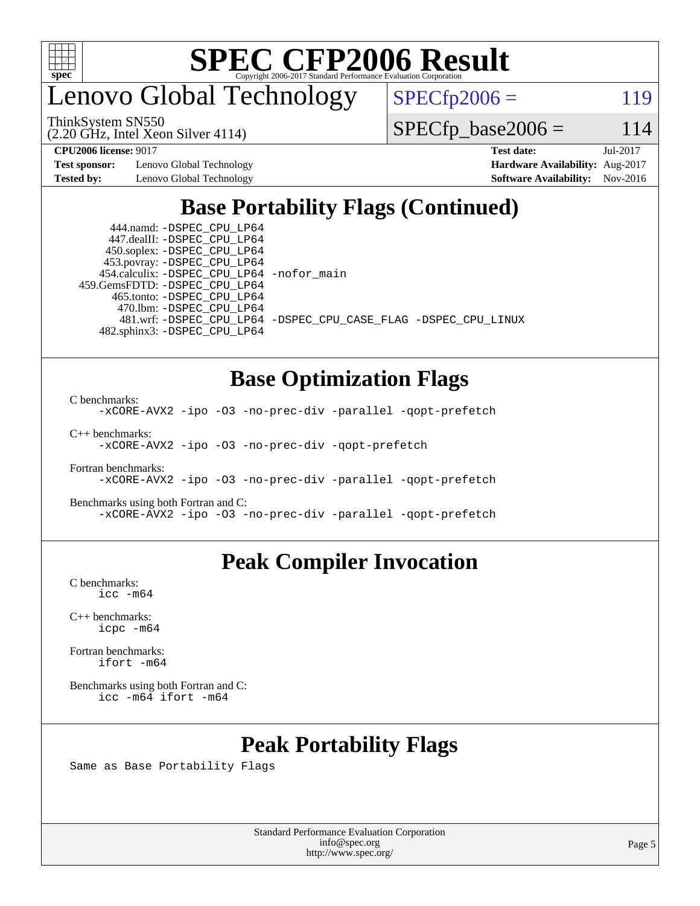# Lenovo Global Technology

ThinkSystem SN550
(2.20 GHz, Intel Xeon Silver 4114)

SPECfp2006 = 119

SPECfp_base2006 = 114

**CPU2006 license:** 9017
**Test sponsor:** Lenovo Global Technology
**Tested by:** Lenovo Global Technology

**Test date:** Jul-2017
**Hardware Availability:** Aug-2017
**Software Availability:** Nov-2016

## Base Portability Flags (Continued)

```
      444.namd: -DSPEC_CPU_LP64
    447.dealII: -DSPEC_CPU_LP64
    450.soplex: -DSPEC_CPU_LP64
    453.povray: -DSPEC_CPU_LP64
   454.calculix: -DSPEC_CPU_LP64 -nofor_main
  459.GemsFDTD: -DSPEC_CPU_LP64
     465.tonto: -DSPEC_CPU_LP64
       470.lbm: -DSPEC_CPU_LP64
       481.wrf: -DSPEC_CPU_LP64 -DSPEC_CPU_CASE_FLAG -DSPEC_CPU_LINUX
   482.sphinx3: -DSPEC_CPU_LP64
```

## Base Optimization Flags

C benchmarks:
```
-xCORE-AVX2 -ipo -O3 -no-prec-div -parallel -qopt-prefetch
```

C++ benchmarks:
```
-xCORE-AVX2 -ipo -O3 -no-prec-div -qopt-prefetch
```

Fortran benchmarks:
```
-xCORE-AVX2 -ipo -O3 -no-prec-div -parallel -qopt-prefetch
```

Benchmarks using both Fortran and C:
```
-xCORE-AVX2 -ipo -O3 -no-prec-div -parallel -qopt-prefetch
```

## Peak Compiler Invocation

C benchmarks:
```
icc -m64
```

C++ benchmarks:
```
icpc -m64
```

Fortran benchmarks:
```
ifort -m64
```

Benchmarks using both Fortran and C:
```
icc -m64 ifort -m64
```

## Peak Portability Flags

Same as Base Portability Flags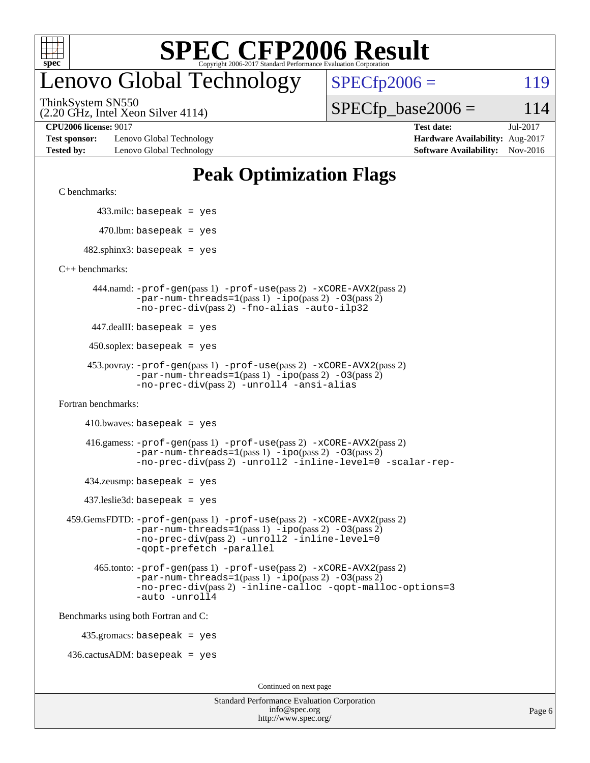# SPEC CFP2006 Result

Copyright 2006-2017 Standard Performance Evaluation Corporation

## Lenovo Global Technology

ThinkSystem SN550
(2.20 GHz, Intel Xeon Silver 4114)

SPECfp2006 = 119

SPECfp_base2006 = 114

| | | | |
|---|---|---|---|
| **CPU2006 license:** 9017 | | **Test date:** | Jul-2017 |
| **Test sponsor:** | Lenovo Global Technology | **Hardware Availability:** | Aug-2017 |
| **Tested by:** | Lenovo Global Technology | **Software Availability:** | Nov-2016 |

# Peak Optimization Flags

C benchmarks:

433.milc: `basepeak = yes`

470.lbm: `basepeak = yes`

482.sphinx3: `basepeak = yes`

C++ benchmarks:

444.namd: `-prof-gen`(pass 1) `-prof-use`(pass 2) `-xCORE-AVX2`(pass 2) `-par-num-threads=1`(pass 1) `-ipo`(pass 2) `-O3`(pass 2) `-no-prec-div`(pass 2) `-fno-alias -auto-ilp32`

447.dealII: `basepeak = yes`

450.soplex: `basepeak = yes`

453.povray: `-prof-gen`(pass 1) `-prof-use`(pass 2) `-xCORE-AVX2`(pass 2) `-par-num-threads=1`(pass 1) `-ipo`(pass 2) `-O3`(pass 2) `-no-prec-div`(pass 2) `-unroll4 -ansi-alias`

Fortran benchmarks:

410.bwaves: `basepeak = yes`

416.gamess: `-prof-gen`(pass 1) `-prof-use`(pass 2) `-xCORE-AVX2`(pass 2) `-par-num-threads=1`(pass 1) `-ipo`(pass 2) `-O3`(pass 2) `-no-prec-div`(pass 2) `-unroll2 -inline-level=0 -scalar-rep-`

434.zeusmp: `basepeak = yes`

437.leslie3d: `basepeak = yes`

459.GemsFDTD: `-prof-gen`(pass 1) `-prof-use`(pass 2) `-xCORE-AVX2`(pass 2) `-par-num-threads=1`(pass 1) `-ipo`(pass 2) `-O3`(pass 2) `-no-prec-div`(pass 2) `-unroll2 -inline-level=0 -qopt-prefetch -parallel`

465.tonto: `-prof-gen`(pass 1) `-prof-use`(pass 2) `-xCORE-AVX2`(pass 2) `-par-num-threads=1`(pass 1) `-ipo`(pass 2) `-O3`(pass 2) `-no-prec-div`(pass 2) `-inline-calloc -qopt-malloc-options=3 -auto -unroll4`

Benchmarks using both Fortran and C:

435.gromacs: `basepeak = yes`

436.cactusADM: `basepeak = yes`

Continued on next page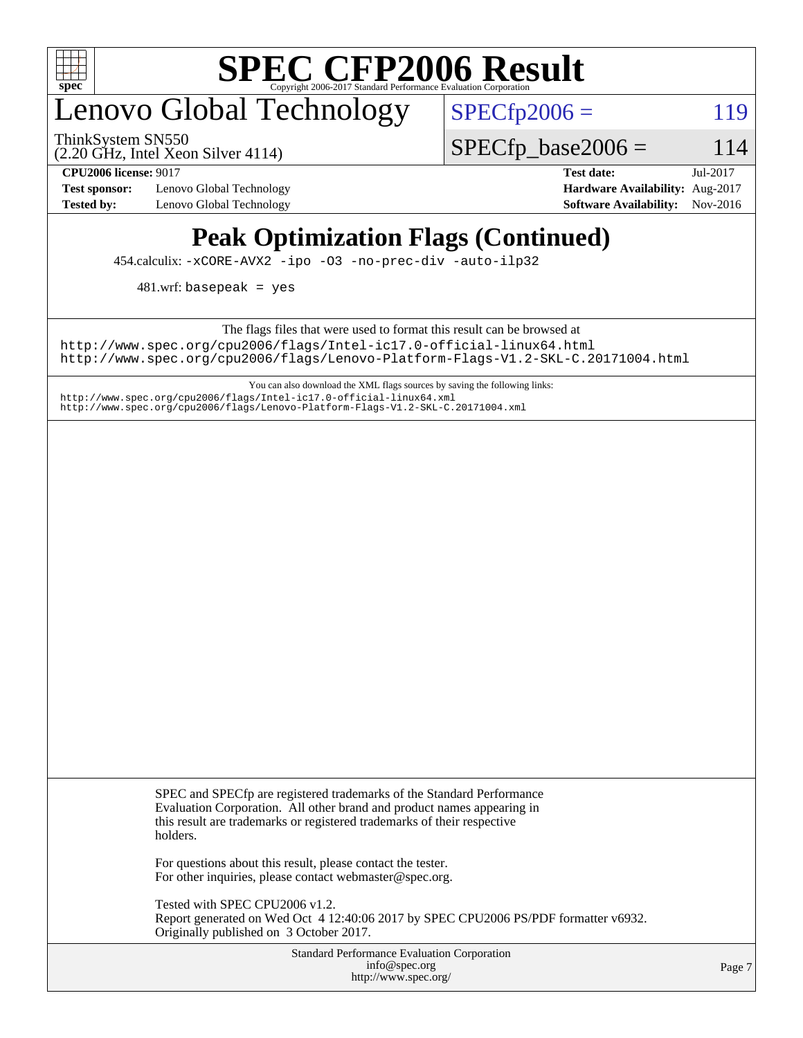# SPEC CFP2006 Result

Copyright 2006-2017 Standard Performance Evaluation Corporation

# Lenovo Global Technology

ThinkSystem SN550
(2.20 GHz, Intel Xeon Silver 4114)

SPECfp2006 = 119

SPECfp_base2006 = 114

**CPU2006 license:** 9017
**Test sponsor:** Lenovo Global Technology
**Tested by:** Lenovo Global Technology

**Test date:** Jul-2017
**Hardware Availability:** Aug-2017
**Software Availability:** Nov-2016

## Peak Optimization Flags (Continued)

454.calculix: -xCORE-AVX2 -ipo -O3 -no-prec-div -auto-ilp32

481.wrf: basepeak = yes

The flags files that were used to format this result can be browsed at
http://www.spec.org/cpu2006/flags/Intel-ic17.0-official-linux64.html
http://www.spec.org/cpu2006/flags/Lenovo-Platform-Flags-V1.2-SKL-C.20171004.html

You can also download the XML flags sources by saving the following links:
http://www.spec.org/cpu2006/flags/Intel-ic17.0-official-linux64.xml
http://www.spec.org/cpu2006/flags/Lenovo-Platform-Flags-V1.2-SKL-C.20171004.xml

SPEC and SPECfp are registered trademarks of the Standard Performance Evaluation Corporation. All other brand and product names appearing in this result are trademarks or registered trademarks of their respective holders.

For questions about this result, please contact the tester.
For other inquiries, please contact webmaster@spec.org.

Tested with SPEC CPU2006 v1.2.
Report generated on Wed Oct 4 12:40:06 2017 by SPEC CPU2006 PS/PDF formatter v6932.
Originally published on 3 October 2017.

Standard Performance Evaluation Corporation
info@spec.org
http://www.spec.org/